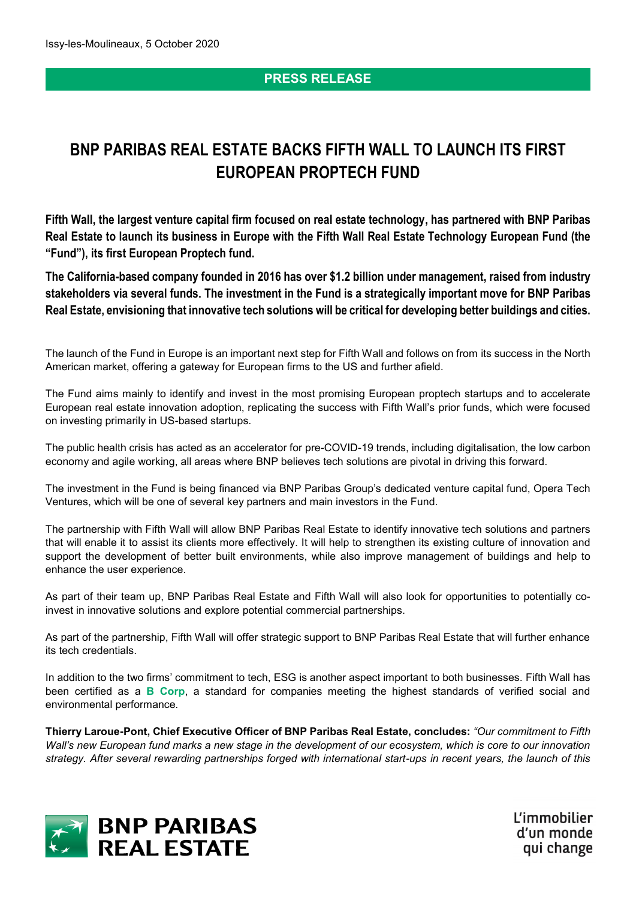Issy-les-Moulineaux, 5 October 2020

**PRESS RELEASE**

# BNP PARIBAS REAL ESTATE BACKS FIFTH WALL TO LAUNCH ITS FIRST EUROPEAN PROPTECH FUND

**Fifth Wall, the largest venture capital firm focused on real estate technology, has partnered with BNP Paribas Real Estate to launch its business in Europe with the Fifth Wall Real Estate Technology European Fund (the "Fund"), its first European Proptech fund.**

**The California-based company founded in 2016 has over $1.2 billion under management, raised from industry stakeholders via several funds. The investment in the Fund is a strategically important move for BNP Paribas Real Estate, envisioning that innovative tech solutions will be critical for developing better buildings and cities.**

The launch of the Fund in Europe is an important next step for Fifth Wall and follows on from its success in the North American market, offering a gateway for European firms to the US and further afield.

The Fund aims mainly to identify and invest in the most promising European proptech startups and to accelerate European real estate innovation adoption, replicating the success with Fifth Wall's prior funds, which were focused on investing primarily in US-based startups.

The public health crisis has acted as an accelerator for pre-COVID-19 trends, including digitalisation, the low carbon economy and agile working, all areas where BNP believes tech solutions are pivotal in driving this forward.

The investment in the Fund is being financed via BNP Paribas Group's dedicated venture capital fund, Opera Tech Ventures, which will be one of several key partners and main investors in the Fund.

The partnership with Fifth Wall will allow BNP Paribas Real Estate to identify innovative tech solutions and partners that will enable it to assist its clients more effectively. It will help to strengthen its existing culture of innovation and support the development of better built environments, while also improve management of buildings and help to enhance the user experience.

As part of their team up, BNP Paribas Real Estate and Fifth Wall will also look for opportunities to potentially co-invest in innovative solutions and explore potential commercial partnerships.

As part of the partnership, Fifth Wall will offer strategic support to BNP Paribas Real Estate that will further enhance its tech credentials.

In addition to the two firms' commitment to tech, ESG is another aspect important to both businesses. Fifth Wall has been certified as a **B Corp**, a standard for companies meeting the highest standards of verified social and environmental performance.

**Thierry Laroue-Pont, Chief Executive Officer of BNP Paribas Real Estate, concludes:** *"Our commitment to Fifth Wall's new European fund marks a new stage in the development of our ecosystem, which is core to our innovation strategy. After several rewarding partnerships forged with international start-ups in recent years, the launch of this*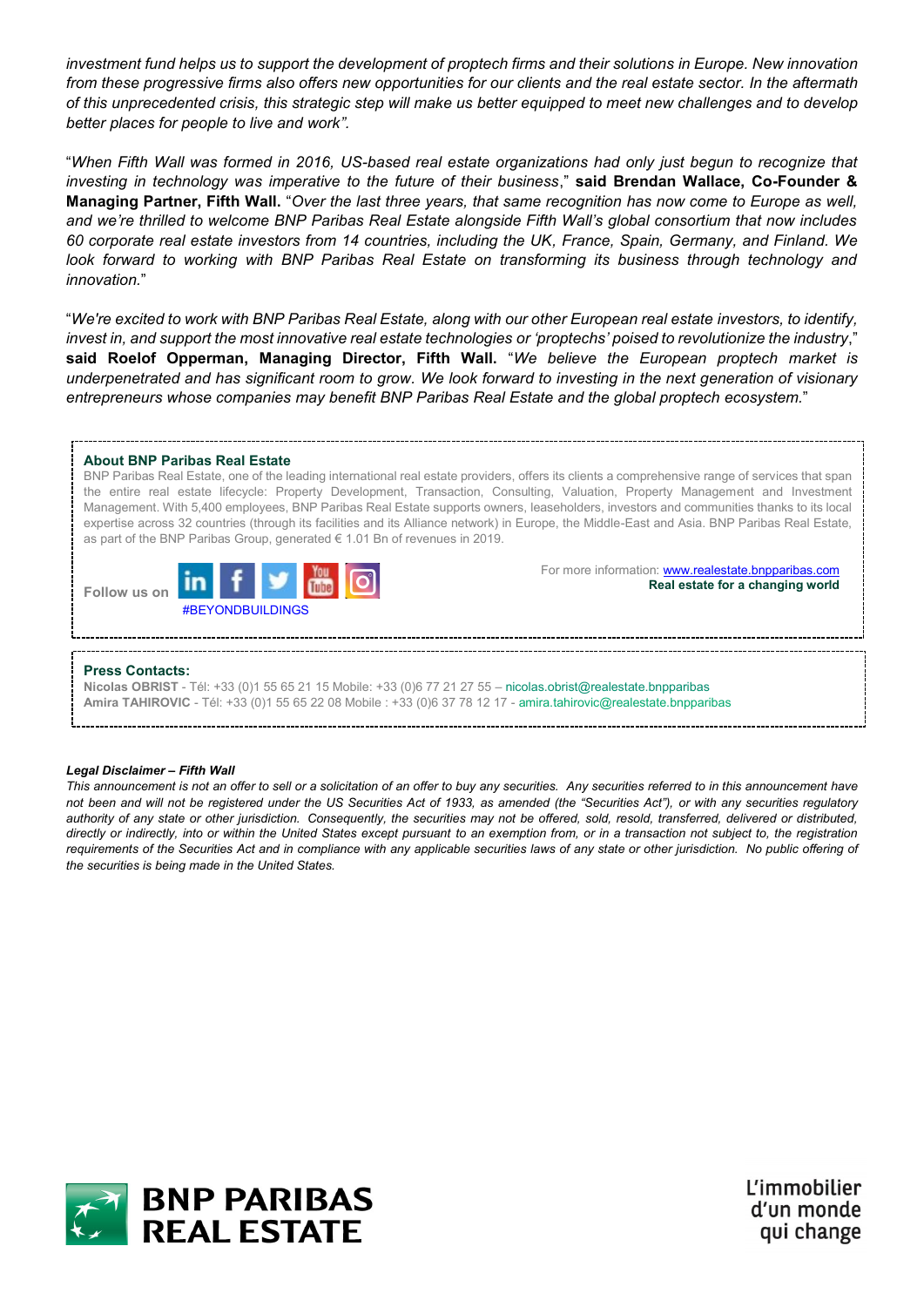*investment fund helps us to support the development of proptech firms and their solutions in Europe. New innovation from these progressive firms also offers new opportunities for our clients and the real estate sector. In the aftermath of this unprecedented crisis, this strategic step will make us better equipped to meet new challenges and to develop better places for people to live and work".*

"*When Fifth Wall was formed in 2016, US-based real estate organizations had only just begun to recognize that investing in technology was imperative to the future of their business*," **said Brendan Wallace, Co-Founder & Managing Partner, Fifth Wall.** "*Over the last three years, that same recognition has now come to Europe as well, and we're thrilled to welcome BNP Paribas Real Estate alongside Fifth Wall's global consortium that now includes 60 corporate real estate investors from 14 countries, including the UK, France, Spain, Germany, and Finland. We look forward to working with BNP Paribas Real Estate on transforming its business through technology and innovation.*"

"*We're excited to work with BNP Paribas Real Estate, along with our other European real estate investors, to identify, invest in, and support the most innovative real estate technologies or 'proptechs' poised to revolutionize the industry*," **said Roelof Opperman, Managing Director, Fifth Wall.** "*We believe the European proptech market is underpenetrated and has significant room to grow. We look forward to investing in the next generation of visionary entrepreneurs whose companies may benefit BNP Paribas Real Estate and the global proptech ecosystem.*"

**About BNP Paribas Real Estate**

BNP Paribas Real Estate, one of the leading international real estate providers, offers its clients a comprehensive range of services that span the entire real estate lifecycle: Property Development, Transaction, Consulting, Valuation, Property Management and Investment Management. With 5,400 employees, BNP Paribas Real Estate supports owners, leaseholders, investors and communities thanks to its local expertise across 32 countries (through its facilities and its Alliance network) in Europe, the Middle-East and Asia. BNP Paribas Real Estate, as part of the BNP Paribas Group, generated € 1.01 Bn of revenues in 2019.

Follow us on

#BEYONDBUILDINGS

For more information: www.realestate.bnpparibas.com

**Real estate for a changing world**

**Press Contacts:**

**Nicolas OBRIST** - Tél: +33 (0)1 55 65 21 15 Mobile: +33 (0)6 77 21 27 55 – nicolas.obrist@realestate.bnpparibas

**Amira TAHIROVIC** - Tél: +33 (0)1 55 65 22 08 Mobile : +33 (0)6 37 78 12 17 - amira.tahirovic@realestate.bnpparibas

***Legal Disclaimer – Fifth Wall***

*This announcement is not an offer to sell or a solicitation of an offer to buy any securities. Any securities referred to in this announcement have not been and will not be registered under the US Securities Act of 1933, as amended (the "Securities Act"), or with any securities regulatory authority of any state or other jurisdiction. Consequently, the securities may not be offered, sold, resold, transferred, delivered or distributed, directly or indirectly, into or within the United States except pursuant to an exemption from, or in a transaction not subject to, the registration requirements of the Securities Act and in compliance with any applicable securities laws of any state or other jurisdiction. No public offering of the securities is being made in the United States.*

BNP PARIBAS REAL ESTATE

L'immobilier d'un monde qui change